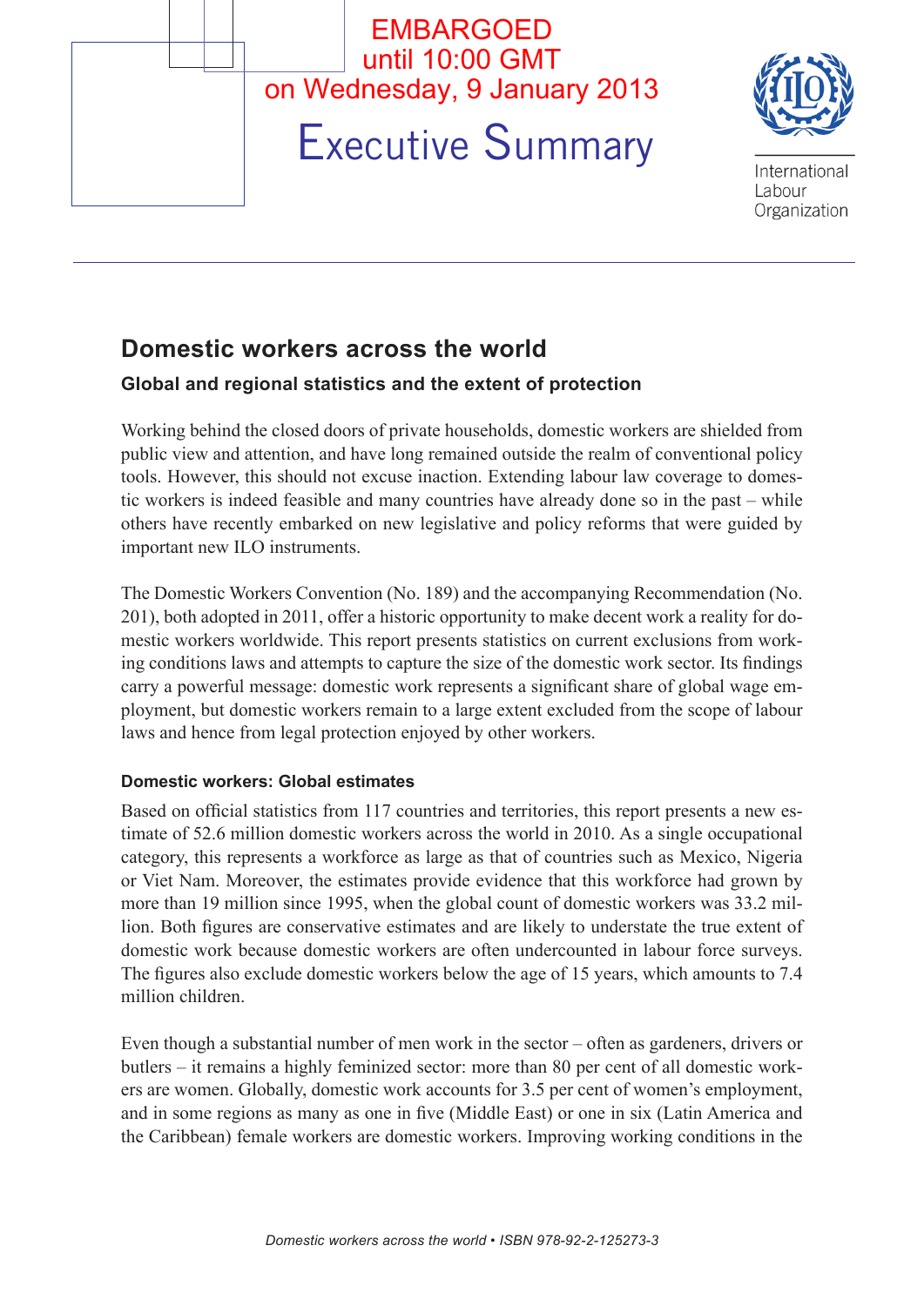EMBARGOED
until 10:00 GMT
on Wednesday, 9 January 2013

# Executive Summary

International Labour Organization

## Domestic workers across the world

### Global and regional statistics and the extent of protection

Working behind the closed doors of private households, domestic workers are shielded from public view and attention, and have long remained outside the realm of conventional policy tools. However, this should not excuse inaction. Extending labour law coverage to domestic workers is indeed feasible and many countries have already done so in the past – while others have recently embarked on new legislative and policy reforms that were guided by important new ILO instruments.

The Domestic Workers Convention (No. 189) and the accompanying Recommendation (No. 201), both adopted in 2011, offer a historic opportunity to make decent work a reality for domestic workers worldwide. This report presents statistics on current exclusions from working conditions laws and attempts to capture the size of the domestic work sector. Its findings carry a powerful message: domestic work represents a significant share of global wage employment, but domestic workers remain to a large extent excluded from the scope of labour laws and hence from legal protection enjoyed by other workers.

#### Domestic workers: Global estimates

Based on official statistics from 117 countries and territories, this report presents a new estimate of 52.6 million domestic workers across the world in 2010. As a single occupational category, this represents a workforce as large as that of countries such as Mexico, Nigeria or Viet Nam. Moreover, the estimates provide evidence that this workforce had grown by more than 19 million since 1995, when the global count of domestic workers was 33.2 million. Both figures are conservative estimates and are likely to understate the true extent of domestic work because domestic workers are often undercounted in labour force surveys. The figures also exclude domestic workers below the age of 15 years, which amounts to 7.4 million children.

Even though a substantial number of men work in the sector – often as gardeners, drivers or butlers – it remains a highly feminized sector: more than 80 per cent of all domestic workers are women. Globally, domestic work accounts for 3.5 per cent of women's employment, and in some regions as many as one in five (Middle East) or one in six (Latin America and the Caribbean) female workers are domestic workers. Improving working conditions in the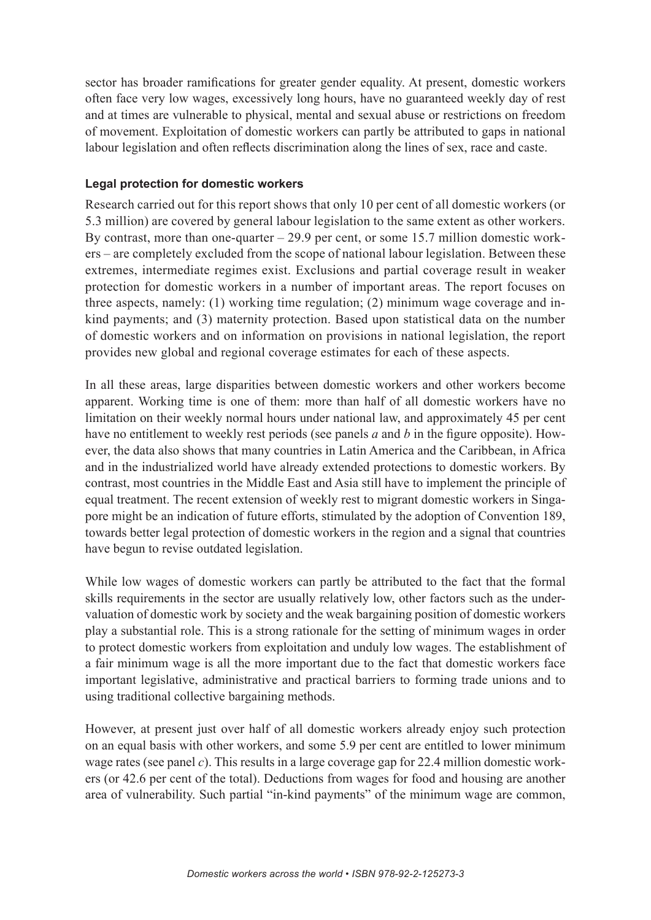sector has broader ramifications for greater gender equality. At present, domestic workers often face very low wages, excessively long hours, have no guaranteed weekly day of rest and at times are vulnerable to physical, mental and sexual abuse or restrictions on freedom of movement. Exploitation of domestic workers can partly be attributed to gaps in national labour legislation and often reflects discrimination along the lines of sex, race and caste.

#### Legal protection for domestic workers

Research carried out for this report shows that only 10 per cent of all domestic workers (or 5.3 million) are covered by general labour legislation to the same extent as other workers. By contrast, more than one-quarter – 29.9 per cent, or some 15.7 million domestic workers – are completely excluded from the scope of national labour legislation. Between these extremes, intermediate regimes exist. Exclusions and partial coverage result in weaker protection for domestic workers in a number of important areas. The report focuses on three aspects, namely: (1) working time regulation; (2) minimum wage coverage and in-kind payments; and (3) maternity protection. Based upon statistical data on the number of domestic workers and on information on provisions in national legislation, the report provides new global and regional coverage estimates for each of these aspects.

In all these areas, large disparities between domestic workers and other workers become apparent. Working time is one of them: more than half of all domestic workers have no limitation on their weekly normal hours under national law, and approximately 45 per cent have no entitlement to weekly rest periods (see panels *a* and *b* in the figure opposite). However, the data also shows that many countries in Latin America and the Caribbean, in Africa and in the industrialized world have already extended protections to domestic workers. By contrast, most countries in the Middle East and Asia still have to implement the principle of equal treatment. The recent extension of weekly rest to migrant domestic workers in Singapore might be an indication of future efforts, stimulated by the adoption of Convention 189, towards better legal protection of domestic workers in the region and a signal that countries have begun to revise outdated legislation.

While low wages of domestic workers can partly be attributed to the fact that the formal skills requirements in the sector are usually relatively low, other factors such as the undervaluation of domestic work by society and the weak bargaining position of domestic workers play a substantial role. This is a strong rationale for the setting of minimum wages in order to protect domestic workers from exploitation and unduly low wages. The establishment of a fair minimum wage is all the more important due to the fact that domestic workers face important legislative, administrative and practical barriers to forming trade unions and to using traditional collective bargaining methods.

However, at present just over half of all domestic workers already enjoy such protection on an equal basis with other workers, and some 5.9 per cent are entitled to lower minimum wage rates (see panel *c*). This results in a large coverage gap for 22.4 million domestic workers (or 42.6 per cent of the total). Deductions from wages for food and housing are another area of vulnerability. Such partial "in-kind payments" of the minimum wage are common,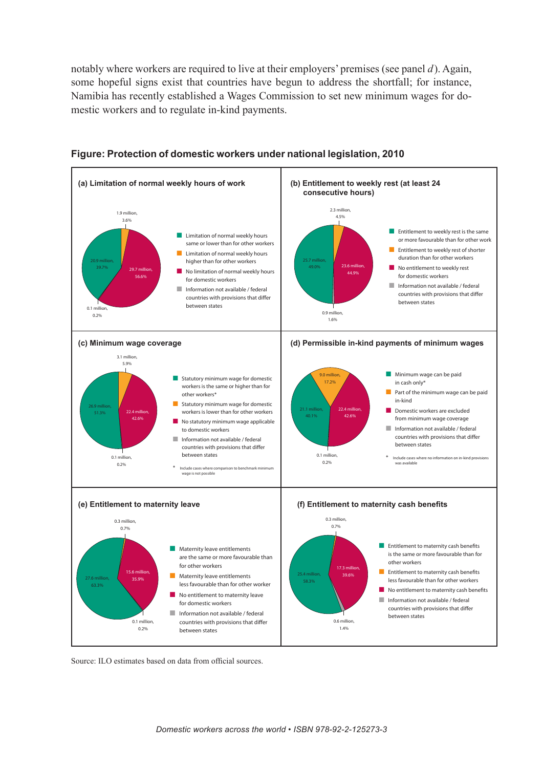notably where workers are required to live at their employers' premises (see panel *d*). Again, some hopeful signs exist that countries have begun to address the shortfall; for instance, Namibia has recently established a Wages Commission to set new minimum wages for domestic workers and to regulate in-kind payments.

**Figure: Protection of domestic workers under national legislation, 2010**

**(a) Limitation of normal weekly hours of work**

- Limitation of normal weekly hours same or lower than for other workers: 20.9 million, 39.7%
- Limitation of normal weekly hours higher than for other workers: 1.9 million, 3.6%
- No limitation of normal weekly hours for domestic workers: 29.7 million, 56.6%
- Information not available / federal countries with provisions that differ between states: 0.1 million, 0.2%

**(b) Entitlement to weekly rest (at least 24 consecutive hours)**

- Entitlement to weekly rest is the same or more favourable than for other work: 25.7 million, 49.0%
- Entitlement to weekly rest of shorter duration than for other workers: 2.3 million, 4.5%
- No entitlement to weekly rest for domestic workers: 23.6 million, 44.9%
- Information not available / federal countries with provisions that differ between states: 0.9 million, 1.6%

**(c) Minimum wage coverage**

- Statutory minimum wage for domestic workers is the same or higher than for other workers*: 26.9 million, 51.3%
- Statutory minimum wage for domestic workers is lower than for other workers: 3.1 million, 5.9%
- No statutory minimum wage applicable to domestic workers: 22.4 million, 42.6%
- Information not available / federal countries with provisions that differ between states: 0.1 million, 0.2%

\* Include cases where comparison to benchmark minimum wage is not possible

**(d) Permissible in-kind payments of minimum wages**

- Minimum wage can be paid in cash only*: 21.1 million, 40.1%
- Part of the minimum wage can be paid in-kind: 9.0 million, 17.2%
- Domestic workers are excluded from minimum wage coverage: 22.4 million, 42.6%
- Information not available / federal countries with provisions that differ between states: 0.1 million, 0.2%

\* Include cases where no information on in-kind provisions was available

**(e) Entitlement to maternity leave**

- Maternity leave entitlements are the same or more favourable than for other workers: 27.6 million, 63.3%
- Maternity leave entitlements less favourable than for other worker: 0.3 million, 0.7%
- No entitlement to maternity leave for domestic workers: 15.6 million, 35.9%
- Information not available / federal countries with provisions that differ between states: 0.1 million, 0.2%

**(f) Entitlement to maternity cash benefits**

- Entitlement to maternity cash benefits is the same or more favourable than for other workers: 25.4 million, 58.3%
- Entitlement to maternity cash benefits less favourable than for other workers: 0.3 million, 0.7%
- No entitlement to maternity cash benefits: 17.3 million, 39.6%
- Information not available / federal countries with provisions that differ between states: 0.6 million, 1.4%

Source: ILO estimates based on data from official sources.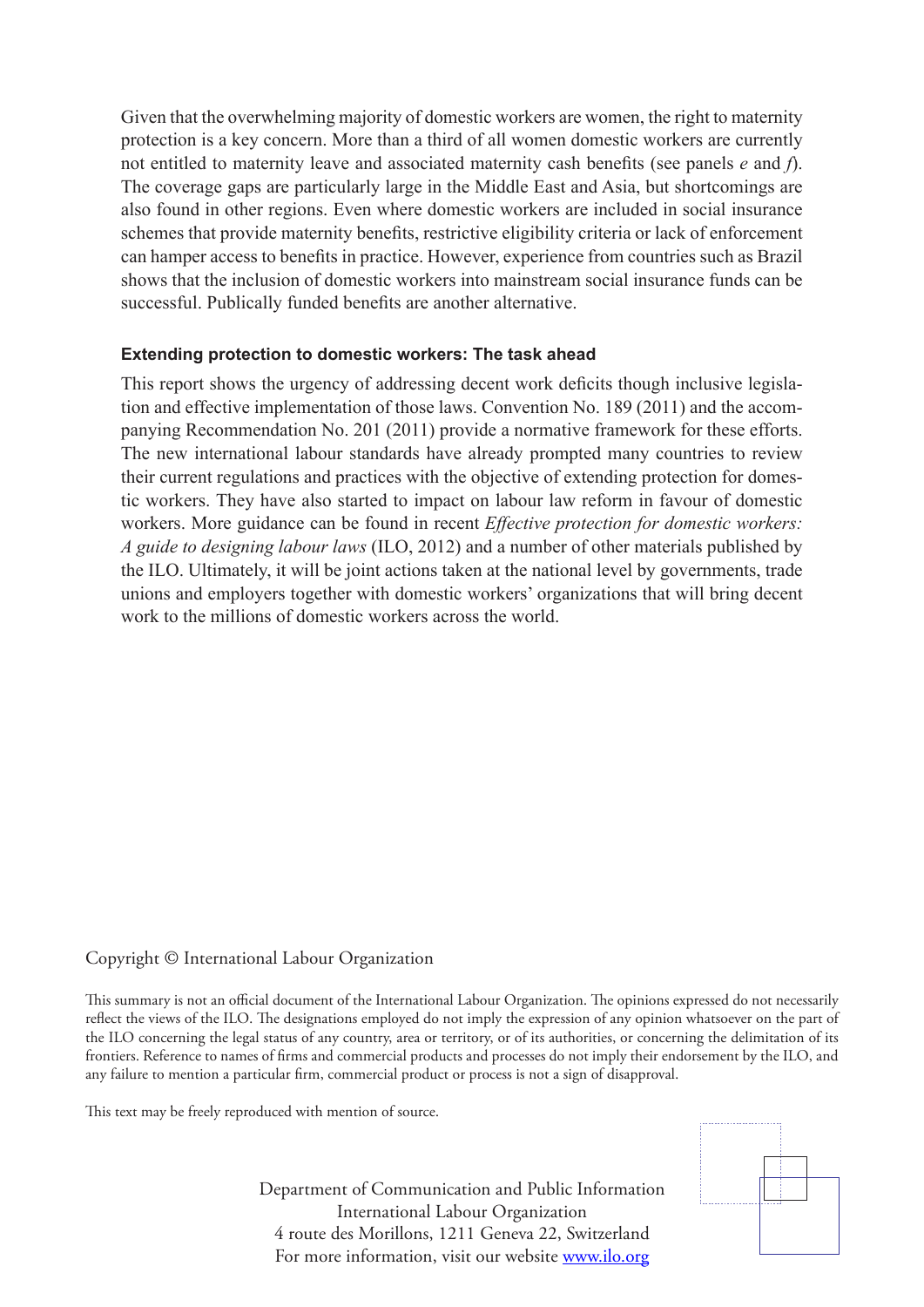Given that the overwhelming majority of domestic workers are women, the right to maternity protection is a key concern. More than a third of all women domestic workers are currently not entitled to maternity leave and associated maternity cash benefits (see panels *e* and *f*). The coverage gaps are particularly large in the Middle East and Asia, but shortcomings are also found in other regions. Even where domestic workers are included in social insurance schemes that provide maternity benefits, restrictive eligibility criteria or lack of enforcement can hamper access to benefits in practice. However, experience from countries such as Brazil shows that the inclusion of domestic workers into mainstream social insurance funds can be successful. Publically funded benefits are another alternative.

#### Extending protection to domestic workers: The task ahead

This report shows the urgency of addressing decent work deficits though inclusive legislation and effective implementation of those laws. Convention No. 189 (2011) and the accompanying Recommendation No. 201 (2011) provide a normative framework for these efforts. The new international labour standards have already prompted many countries to review their current regulations and practices with the objective of extending protection for domestic workers. They have also started to impact on labour law reform in favour of domestic workers. More guidance can be found in recent *Effective protection for domestic workers: A guide to designing labour laws* (ILO, 2012) and a number of other materials published by the ILO. Ultimately, it will be joint actions taken at the national level by governments, trade unions and employers together with domestic workers' organizations that will bring decent work to the millions of domestic workers across the world.

Copyright © International Labour Organization

This summary is not an official document of the International Labour Organization. The opinions expressed do not necessarily reflect the views of the ILO. The designations employed do not imply the expression of any opinion whatsoever on the part of the ILO concerning the legal status of any country, area or territory, or of its authorities, or concerning the delimitation of its frontiers. Reference to names of firms and commercial products and processes do not imply their endorsement by the ILO, and any failure to mention a particular firm, commercial product or process is not a sign of disapproval.

This text may be freely reproduced with mention of source.

Department of Communication and Public Information
International Labour Organization
4 route des Morillons, 1211 Geneva 22, Switzerland
For more information, visit our website www.ilo.org